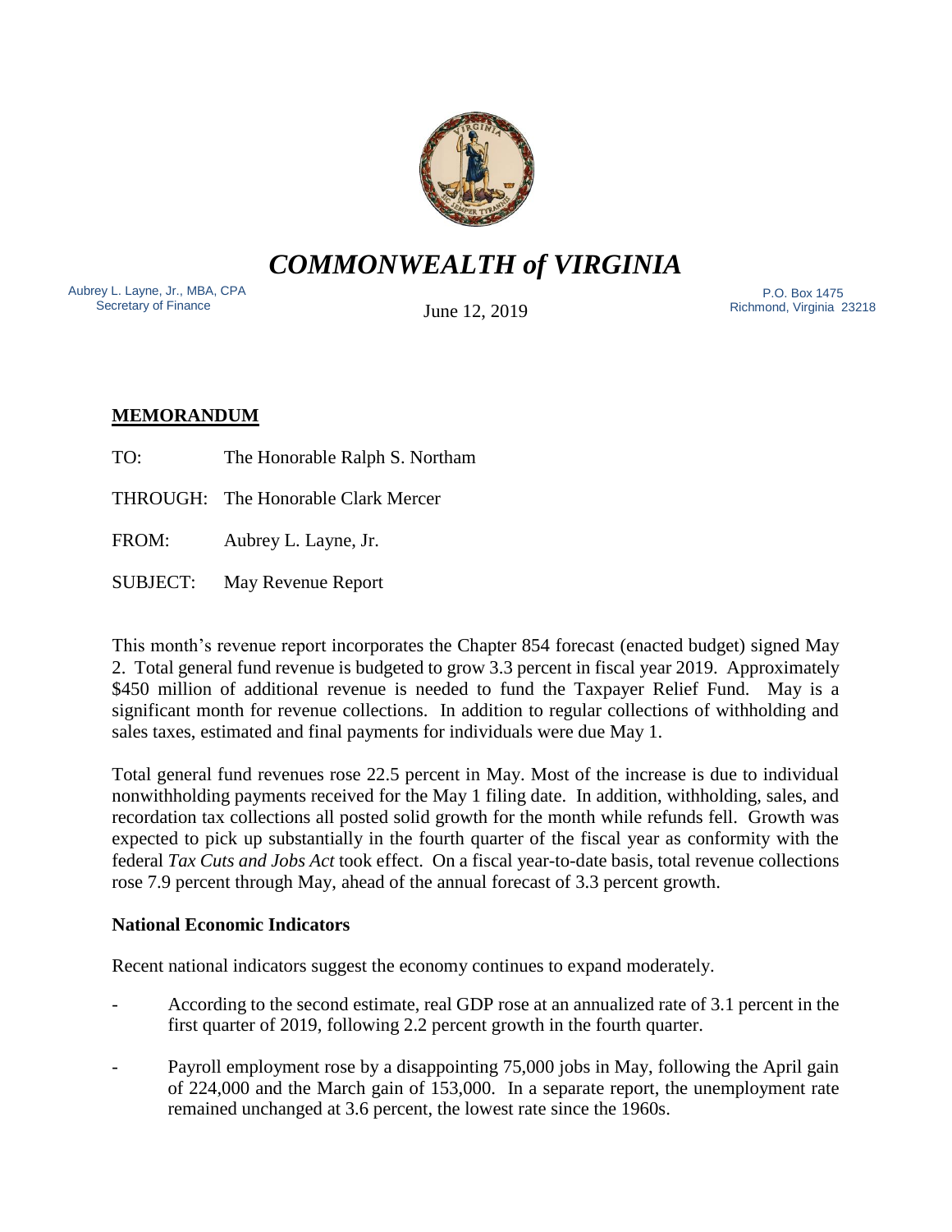# *COMMONWEALTH of VIRGINIA*

Aubrey L. Layne, Jr., MBA, CPA
Secretary of Finance

June 12, 2019

P.O. Box 1475
Richmond, Virginia 23218

## MEMORANDUM

TO: The Honorable Ralph S. Northam

THROUGH: The Honorable Clark Mercer

FROM: Aubrey L. Layne, Jr.

SUBJECT: May Revenue Report

This month's revenue report incorporates the Chapter 854 forecast (enacted budget) signed May 2. Total general fund revenue is budgeted to grow 3.3 percent in fiscal year 2019. Approximately $450 million of additional revenue is needed to fund the Taxpayer Relief Fund. May is a significant month for revenue collections. In addition to regular collections of withholding and sales taxes, estimated and final payments for individuals were due May 1.

Total general fund revenues rose 22.5 percent in May. Most of the increase is due to individual nonwithholding payments received for the May 1 filing date. In addition, withholding, sales, and recordation tax collections all posted solid growth for the month while refunds fell. Growth was expected to pick up substantially in the fourth quarter of the fiscal year as conformity with the federal *Tax Cuts and Jobs Act* took effect. On a fiscal year-to-date basis, total revenue collections rose 7.9 percent through May, ahead of the annual forecast of 3.3 percent growth.

### National Economic Indicators

Recent national indicators suggest the economy continues to expand moderately.

- According to the second estimate, real GDP rose at an annualized rate of 3.1 percent in the first quarter of 2019, following 2.2 percent growth in the fourth quarter.
- Payroll employment rose by a disappointing 75,000 jobs in May, following the April gain of 224,000 and the March gain of 153,000. In a separate report, the unemployment rate remained unchanged at 3.6 percent, the lowest rate since the 1960s.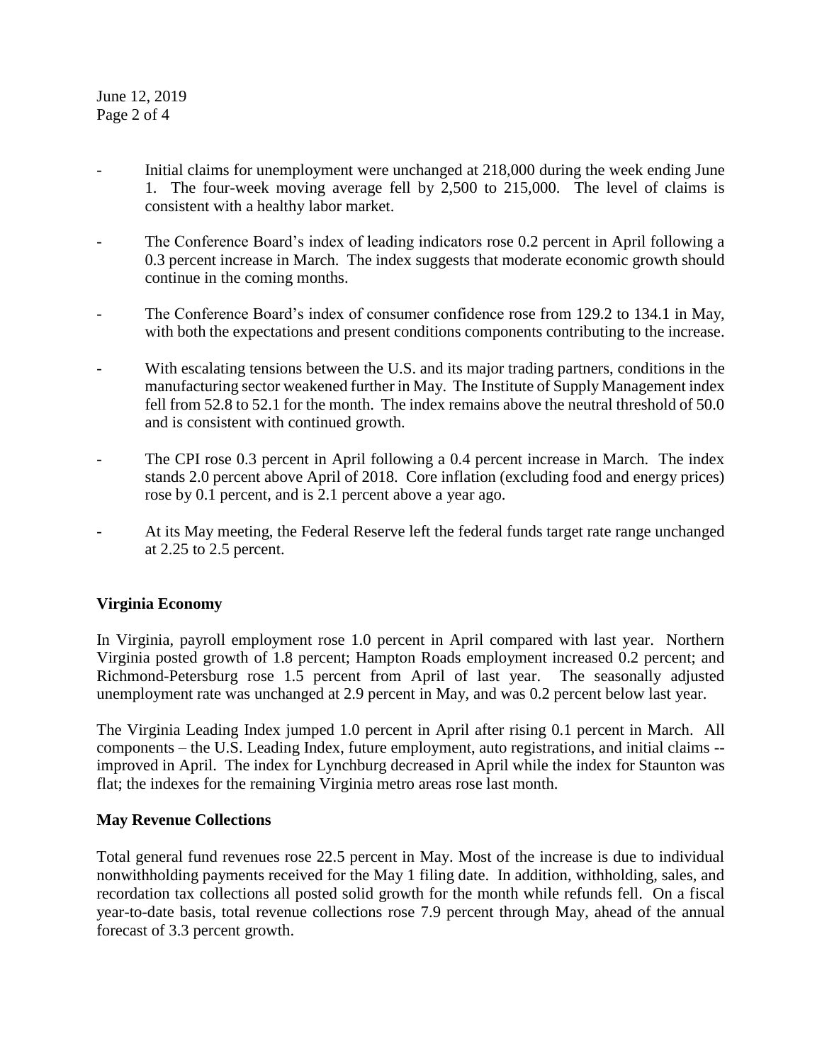- Initial claims for unemployment were unchanged at 218,000 during the week ending June 1. The four-week moving average fell by 2,500 to 215,000. The level of claims is consistent with a healthy labor market.

- The Conference Board's index of leading indicators rose 0.2 percent in April following a 0.3 percent increase in March. The index suggests that moderate economic growth should continue in the coming months.

- The Conference Board's index of consumer confidence rose from 129.2 to 134.1 in May, with both the expectations and present conditions components contributing to the increase.

- With escalating tensions between the U.S. and its major trading partners, conditions in the manufacturing sector weakened further in May. The Institute of Supply Management index fell from 52.8 to 52.1 for the month. The index remains above the neutral threshold of 50.0 and is consistent with continued growth.

- The CPI rose 0.3 percent in April following a 0.4 percent increase in March. The index stands 2.0 percent above April of 2018. Core inflation (excluding food and energy prices) rose by 0.1 percent, and is 2.1 percent above a year ago.

- At its May meeting, the Federal Reserve left the federal funds target rate range unchanged at 2.25 to 2.5 percent.

**Virginia Economy**

In Virginia, payroll employment rose 1.0 percent in April compared with last year. Northern Virginia posted growth of 1.8 percent; Hampton Roads employment increased 0.2 percent; and Richmond-Petersburg rose 1.5 percent from April of last year. The seasonally adjusted unemployment rate was unchanged at 2.9 percent in May, and was 0.2 percent below last year.

The Virginia Leading Index jumped 1.0 percent in April after rising 0.1 percent in March. All components – the U.S. Leading Index, future employment, auto registrations, and initial claims -- improved in April. The index for Lynchburg decreased in April while the index for Staunton was flat; the indexes for the remaining Virginia metro areas rose last month.

**May Revenue Collections**

Total general fund revenues rose 22.5 percent in May. Most of the increase is due to individual nonwithholding payments received for the May 1 filing date. In addition, withholding, sales, and recordation tax collections all posted solid growth for the month while refunds fell. On a fiscal year-to-date basis, total revenue collections rose 7.9 percent through May, ahead of the annual forecast of 3.3 percent growth.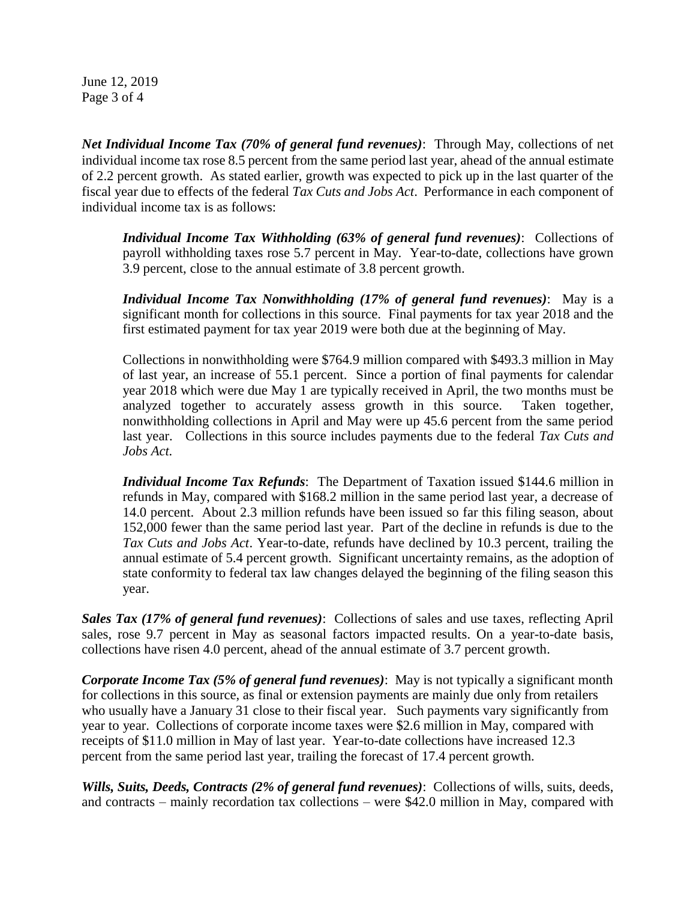***Net Individual Income Tax (70% of general fund revenues)***: Through May, collections of net individual income tax rose 8.5 percent from the same period last year, ahead of the annual estimate of 2.2 percent growth. As stated earlier, growth was expected to pick up in the last quarter of the fiscal year due to effects of the federal *Tax Cuts and Jobs Act*. Performance in each component of individual income tax is as follows:

> ***Individual Income Tax Withholding (63% of general fund revenues)***: Collections of payroll withholding taxes rose 5.7 percent in May. Year-to-date, collections have grown 3.9 percent, close to the annual estimate of 3.8 percent growth.
>
> ***Individual Income Tax Nonwithholding (17% of general fund revenues)***: May is a significant month for collections in this source. Final payments for tax year 2018 and the first estimated payment for tax year 2019 were both due at the beginning of May.
>
> Collections in nonwithholding were $764.9 million compared with $493.3 million in May of last year, an increase of 55.1 percent. Since a portion of final payments for calendar year 2018 which were due May 1 are typically received in April, the two months must be analyzed together to accurately assess growth in this source. Taken together, nonwithholding collections in April and May were up 45.6 percent from the same period last year. Collections in this source includes payments due to the federal *Tax Cuts and Jobs Act.*
>
> ***Individual Income Tax Refunds***: The Department of Taxation issued $144.6 million in refunds in May, compared with $168.2 million in the same period last year, a decrease of 14.0 percent. About 2.3 million refunds have been issued so far this filing season, about 152,000 fewer than the same period last year. Part of the decline in refunds is due to the *Tax Cuts and Jobs Act*. Year-to-date, refunds have declined by 10.3 percent, trailing the annual estimate of 5.4 percent growth. Significant uncertainty remains, as the adoption of state conformity to federal tax law changes delayed the beginning of the filing season this year.

***Sales Tax (17% of general fund revenues)***: Collections of sales and use taxes, reflecting April sales, rose 9.7 percent in May as seasonal factors impacted results. On a year-to-date basis, collections have risen 4.0 percent, ahead of the annual estimate of 3.7 percent growth.

***Corporate Income Tax (5% of general fund revenues)***: May is not typically a significant month for collections in this source, as final or extension payments are mainly due only from retailers who usually have a January 31 close to their fiscal year. Such payments vary significantly from year to year. Collections of corporate income taxes were $2.6 million in May, compared with receipts of $11.0 million in May of last year. Year-to-date collections have increased 12.3 percent from the same period last year, trailing the forecast of 17.4 percent growth.

***Wills, Suits, Deeds, Contracts (2% of general fund revenues)***: Collections of wills, suits, deeds, and contracts – mainly recordation tax collections – were $42.0 million in May, compared with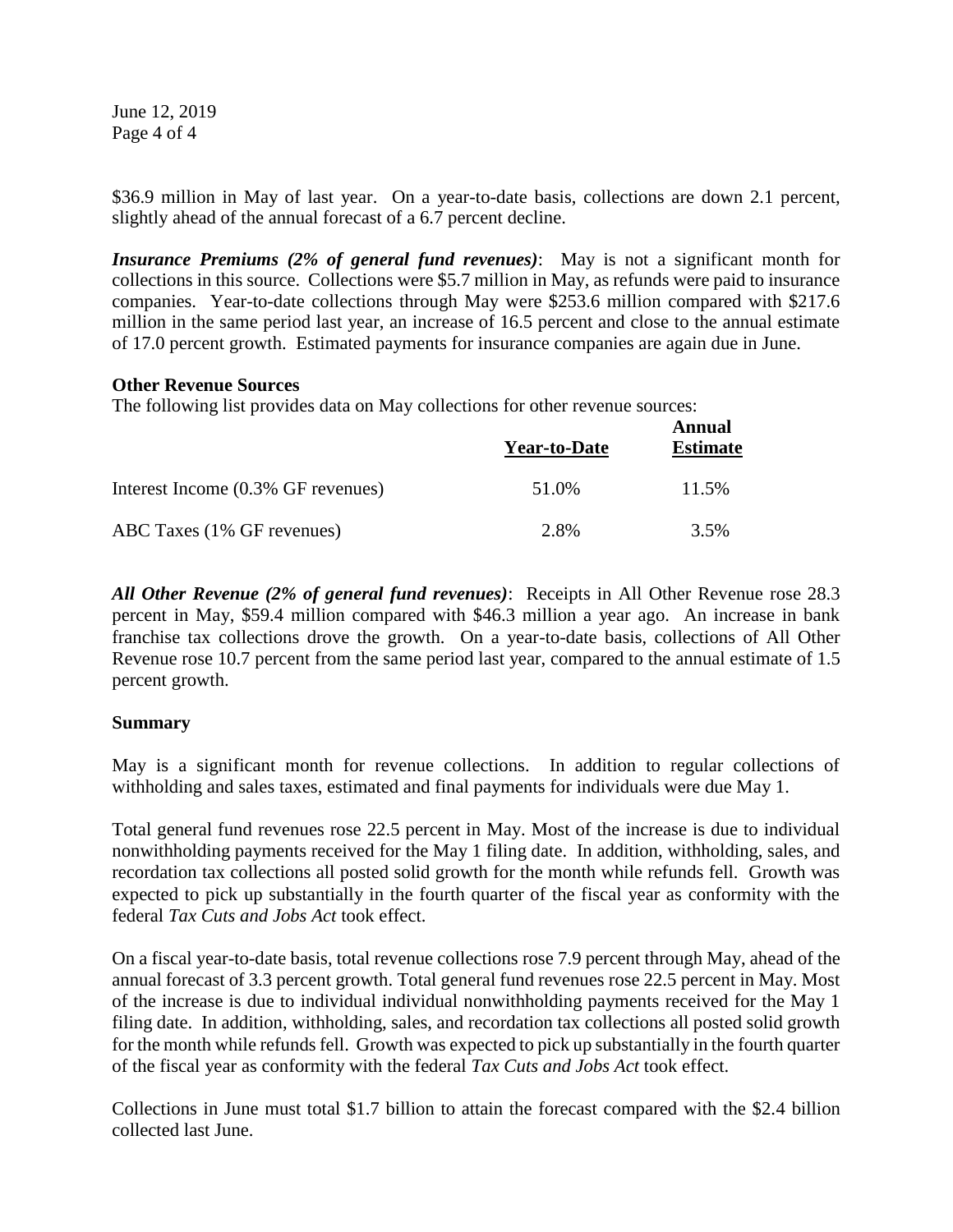$36.9 million in May of last year. On a year-to-date basis, collections are down 2.1 percent, slightly ahead of the annual forecast of a 6.7 percent decline.

***Insurance Premiums (2% of general fund revenues)***: May is not a significant month for collections in this source. Collections were $5.7 million in May, as refunds were paid to insurance companies. Year-to-date collections through May were $253.6 million compared with $217.6 million in the same period last year, an increase of 16.5 percent and close to the annual estimate of 17.0 percent growth. Estimated payments for insurance companies are again due in June.

**Other Revenue Sources**

The following list provides data on May collections for other revenue sources:

| | Year-to-Date | Annual Estimate |
|---|---|---|
| Interest Income (0.3% GF revenues) | 51.0% | 11.5% |
| ABC Taxes (1% GF revenues) | 2.8% | 3.5% |

***All Other Revenue (2% of general fund revenues)***: Receipts in All Other Revenue rose 28.3 percent in May, $59.4 million compared with $46.3 million a year ago. An increase in bank franchise tax collections drove the growth. On a year-to-date basis, collections of All Other Revenue rose 10.7 percent from the same period last year, compared to the annual estimate of 1.5 percent growth.

**Summary**

May is a significant month for revenue collections. In addition to regular collections of withholding and sales taxes, estimated and final payments for individuals were due May 1.

Total general fund revenues rose 22.5 percent in May. Most of the increase is due to individual nonwithholding payments received for the May 1 filing date. In addition, withholding, sales, and recordation tax collections all posted solid growth for the month while refunds fell. Growth was expected to pick up substantially in the fourth quarter of the fiscal year as conformity with the federal *Tax Cuts and Jobs Act* took effect.

On a fiscal year-to-date basis, total revenue collections rose 7.9 percent through May, ahead of the annual forecast of 3.3 percent growth. Total general fund revenues rose 22.5 percent in May. Most of the increase is due to individual individual nonwithholding payments received for the May 1 filing date. In addition, withholding, sales, and recordation tax collections all posted solid growth for the month while refunds fell. Growth was expected to pick up substantially in the fourth quarter of the fiscal year as conformity with the federal *Tax Cuts and Jobs Act* took effect.

Collections in June must total $1.7 billion to attain the forecast compared with the $2.4 billion collected last June.